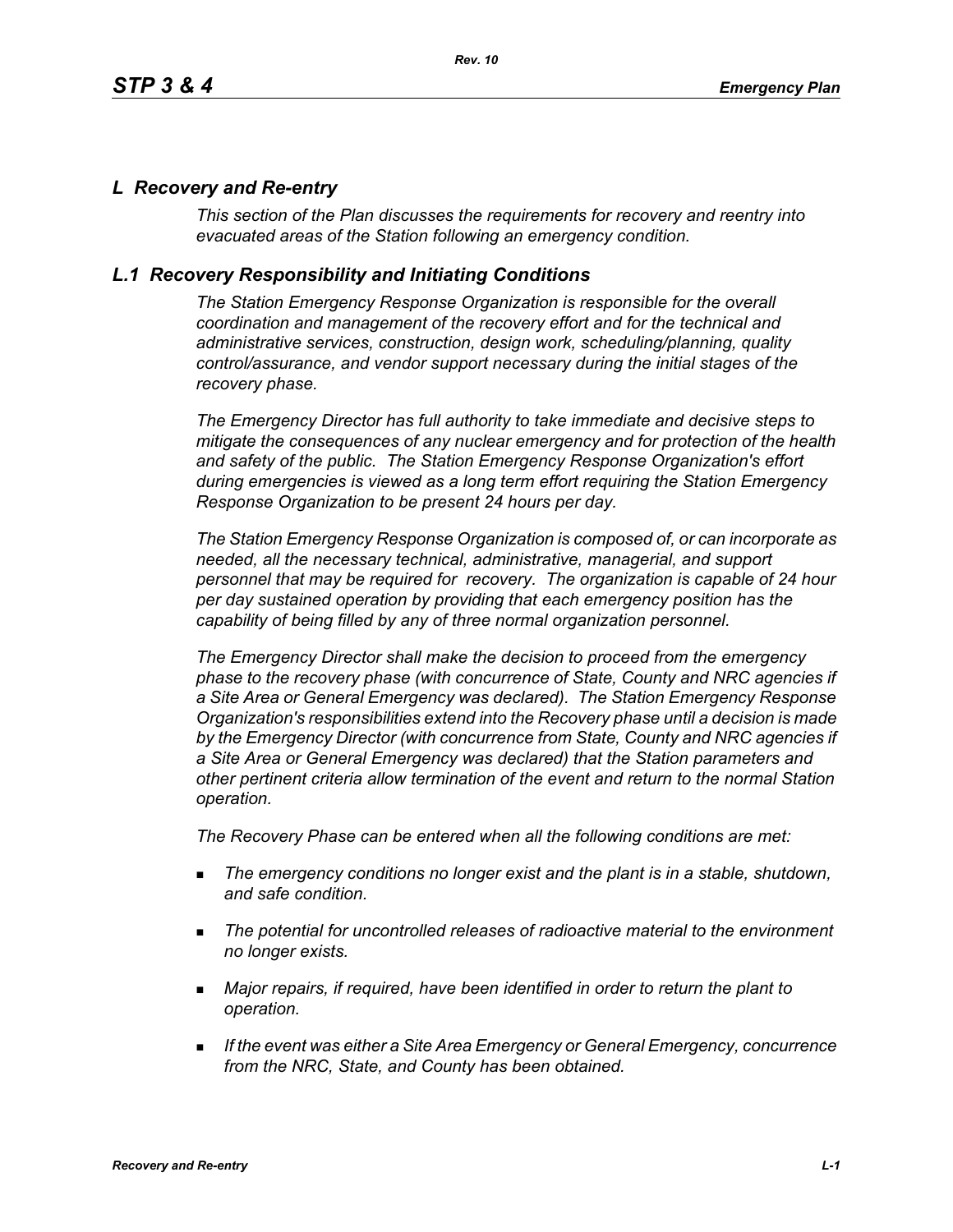## L Recovery and Re-entry

*This section of the Plan discusses the requirements for recovery and reentry into evacuated areas of the Station following an emergency condition.*

### L.1 Recovery Responsibility and Initiating Conditions

*The Station Emergency Response Organization is responsible for the overall coordination and management of the recovery effort and for the technical and administrative services, construction, design work, scheduling/planning, quality control/assurance, and vendor support necessary during the initial stages of the recovery phase.*

*The Emergency Director has full authority to take immediate and decisive steps to mitigate the consequences of any nuclear emergency and for protection of the health and safety of the public. The Station Emergency Response Organization's effort during emergencies is viewed as a long term effort requiring the Station Emergency Response Organization to be present 24 hours per day.*

*The Station Emergency Response Organization is composed of, or can incorporate as needed, all the necessary technical, administrative, managerial, and support personnel that may be required for recovery. The organization is capable of 24 hour per day sustained operation by providing that each emergency position has the capability of being filled by any of three normal organization personnel.*

*The Emergency Director shall make the decision to proceed from the emergency phase to the recovery phase (with concurrence of State, County and NRC agencies if a Site Area or General Emergency was declared). The Station Emergency Response Organization's responsibilities extend into the Recovery phase until a decision is made by the Emergency Director (with concurrence from State, County and NRC agencies if a Site Area or General Emergency was declared) that the Station parameters and other pertinent criteria allow termination of the event and return to the normal Station operation.*

*The Recovery Phase can be entered when all the following conditions are met:*

- *The emergency conditions no longer exist and the plant is in a stable, shutdown, and safe condition.*
- *The potential for uncontrolled releases of radioactive material to the environment no longer exists.*
- *Major repairs, if required, have been identified in order to return the plant to operation.*
- *If the event was either a Site Area Emergency or General Emergency, concurrence from the NRC, State, and County has been obtained.*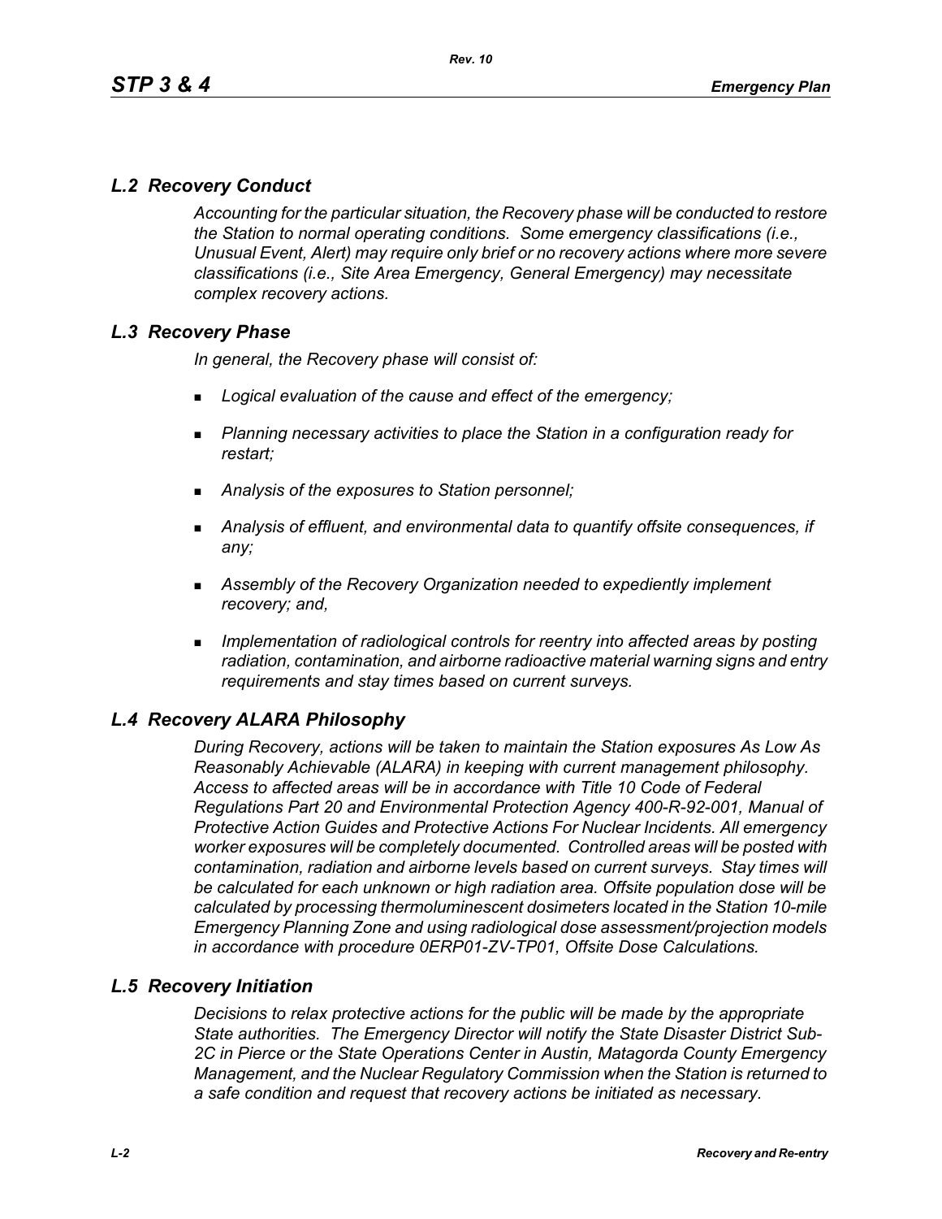## *L.2 Recovery Conduct*

*Accounting for the particular situation, the Recovery phase will be conducted to restore the Station to normal operating conditions. Some emergency classifications (i.e., Unusual Event, Alert) may require only brief or no recovery actions where more severe classifications (i.e., Site Area Emergency, General Emergency) may necessitate complex recovery actions.*

## *L.3 Recovery Phase*

*In general, the Recovery phase will consist of:*

- *Logical evaluation of the cause and effect of the emergency;*
- *Planning necessary activities to place the Station in a configuration ready for restart;*
- *Analysis of the exposures to Station personnel;*
- *Analysis of effluent, and environmental data to quantify offsite consequences, if any;*
- *Assembly of the Recovery Organization needed to expediently implement recovery; and,*
- *Implementation of radiological controls for reentry into affected areas by posting radiation, contamination, and airborne radioactive material warning signs and entry requirements and stay times based on current surveys.*

## *L.4 Recovery ALARA Philosophy*

*During Recovery, actions will be taken to maintain the Station exposures As Low As Reasonably Achievable (ALARA) in keeping with current management philosophy. Access to affected areas will be in accordance with Title 10 Code of Federal Regulations Part 20 and Environmental Protection Agency 400-R-92-001, Manual of Protective Action Guides and Protective Actions For Nuclear Incidents. All emergency worker exposures will be completely documented. Controlled areas will be posted with contamination, radiation and airborne levels based on current surveys. Stay times will be calculated for each unknown or high radiation area. Offsite population dose will be calculated by processing thermoluminescent dosimeters located in the Station 10-mile Emergency Planning Zone and using radiological dose assessment/projection models in accordance with procedure 0ERP01-ZV-TP01, Offsite Dose Calculations.*

## *L.5 Recovery Initiation*

*Decisions to relax protective actions for the public will be made by the appropriate State authorities. The Emergency Director will notify the State Disaster District Sub-2C in Pierce or the State Operations Center in Austin, Matagorda County Emergency Management, and the Nuclear Regulatory Commission when the Station is returned to a safe condition and request that recovery actions be initiated as necessary.*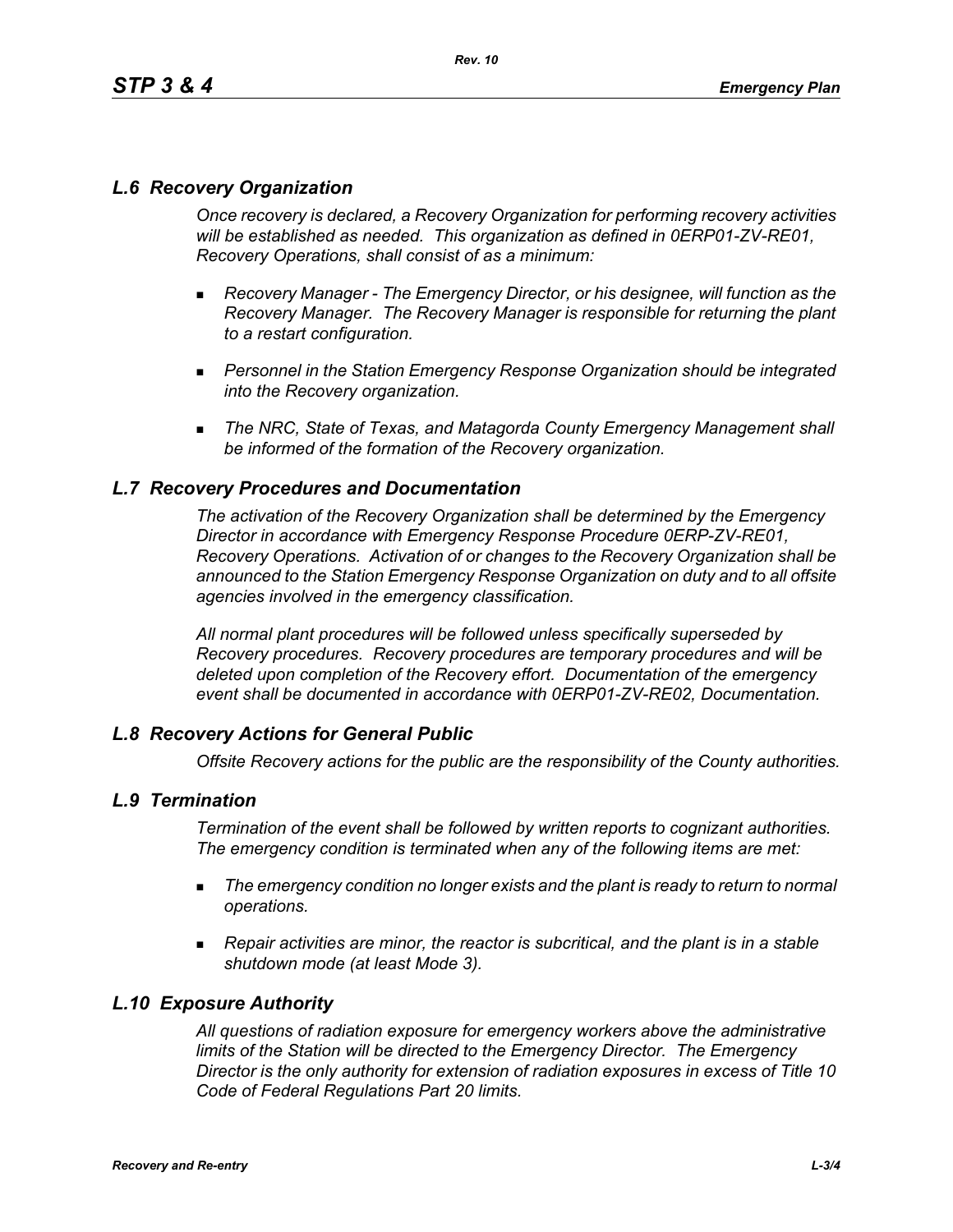## *L.6 Recovery Organization*

*Once recovery is declared, a Recovery Organization for performing recovery activities will be established as needed. This organization as defined in 0ERP01-ZV-RE01, Recovery Operations, shall consist of as a minimum:*

- *Recovery Manager - The Emergency Director, or his designee, will function as the Recovery Manager. The Recovery Manager is responsible for returning the plant to a restart configuration.*
- *Personnel in the Station Emergency Response Organization should be integrated into the Recovery organization.*
- *The NRC, State of Texas, and Matagorda County Emergency Management shall be informed of the formation of the Recovery organization.*

## *L.7 Recovery Procedures and Documentation*

*The activation of the Recovery Organization shall be determined by the Emergency Director in accordance with Emergency Response Procedure 0ERP-ZV-RE01, Recovery Operations. Activation of or changes to the Recovery Organization shall be announced to the Station Emergency Response Organization on duty and to all offsite agencies involved in the emergency classification.*

*All normal plant procedures will be followed unless specifically superseded by Recovery procedures. Recovery procedures are temporary procedures and will be deleted upon completion of the Recovery effort. Documentation of the emergency event shall be documented in accordance with 0ERP01-ZV-RE02, Documentation.*

## *L.8 Recovery Actions for General Public*

*Offsite Recovery actions for the public are the responsibility of the County authorities.*

## *L.9 Termination*

*Termination of the event shall be followed by written reports to cognizant authorities. The emergency condition is terminated when any of the following items are met:*

- *The emergency condition no longer exists and the plant is ready to return to normal operations.*
- *Repair activities are minor, the reactor is subcritical, and the plant is in a stable shutdown mode (at least Mode 3).*

## *L.10 Exposure Authority*

*All questions of radiation exposure for emergency workers above the administrative limits of the Station will be directed to the Emergency Director. The Emergency Director is the only authority for extension of radiation exposures in excess of Title 10 Code of Federal Regulations Part 20 limits.*